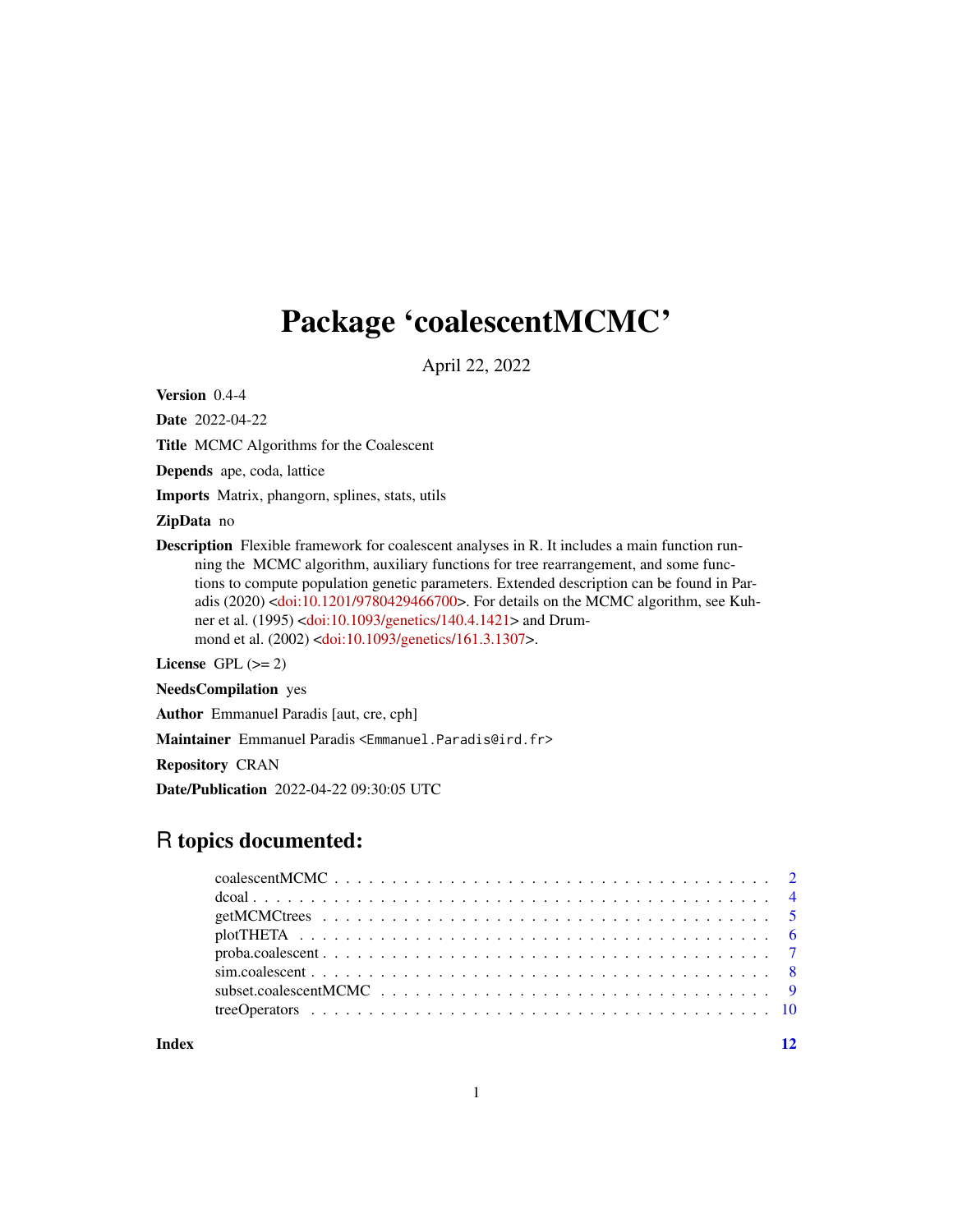# Package 'coalescentMCMC'

April 22, 2022

**Version** 0.4-4

**Date** 2022-04-22

**Title** MCMC Algorithms for the Coalescent

**Depends** ape, coda, lattice

**Imports** Matrix, phangorn, splines, stats, utils

**ZipData** no

**Description** Flexible framework for coalescent analyses in R. It includes a main function running the MCMC algorithm, auxiliary functions for tree rearrangement, and some functions to compute population genetic parameters. Extended description can be found in Paradis (2020) <doi:10.1201/9780429466700>. For details on the MCMC algorithm, see Kuhner et al. (1995) <doi:10.1093/genetics/140.4.1421> and Drummond et al. (2002) <doi:10.1093/genetics/161.3.1307>.

**License** GPL (>= 2)

**NeedsCompilation** yes

**Author** Emmanuel Paradis [aut, cre, cph]

**Maintainer** Emmanuel Paradis <Emmanuel.Paradis@ird.fr>

**Repository** CRAN

**Date/Publication** 2022-04-22 09:30:05 UTC

## R topics documented:

| | |
|---|---|
| coalescentMCMC | 2 |
| dcoal | 4 |
| getMCMCtrees | 5 |
| plotTHETA | 6 |
| proba.coalescent | 7 |
| sim.coalescent | 8 |
| subset.coalescentMCMC | 9 |
| treeOperators | 10 |

**Index** **12**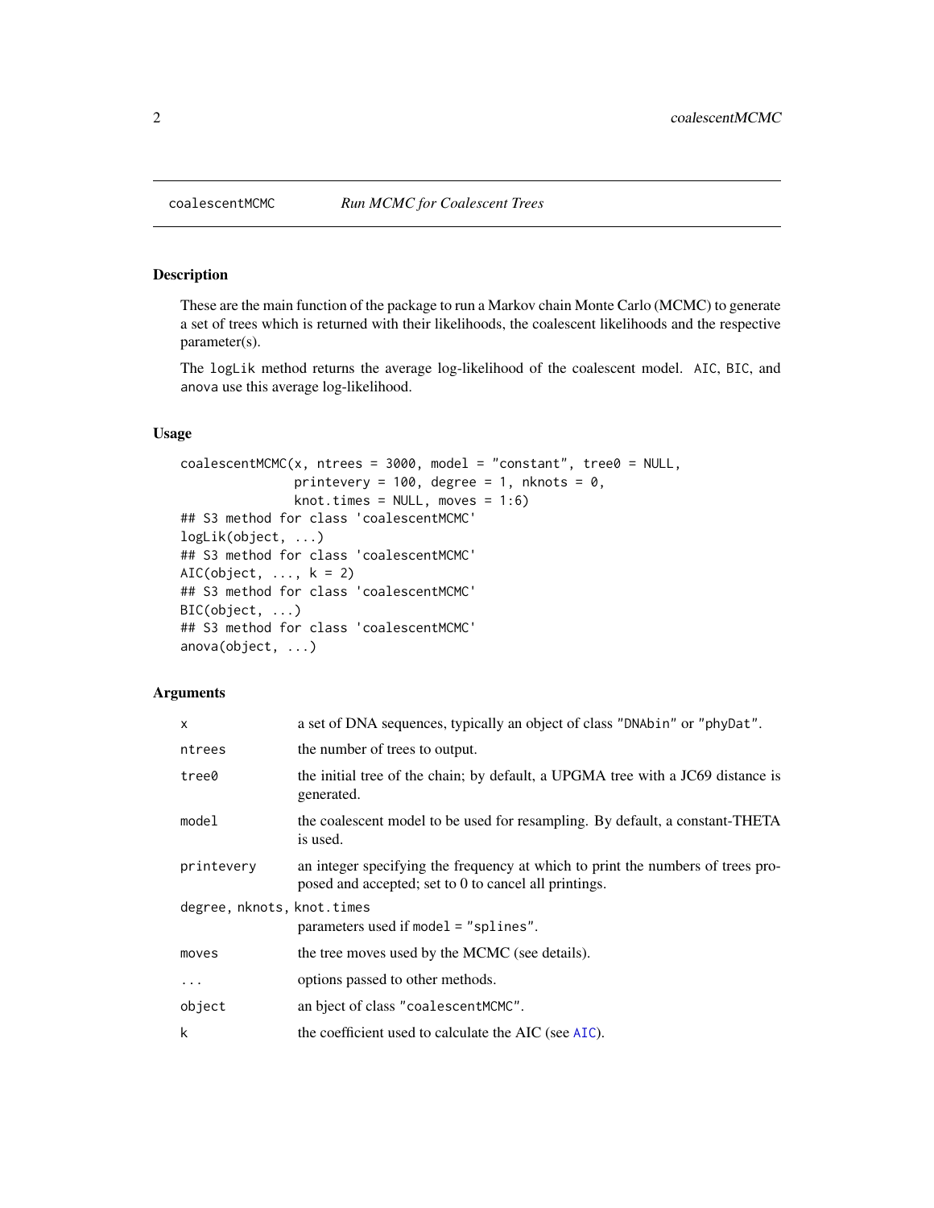# coalescentMCMC — *Run MCMC for Coalescent Trees*

## Description

These are the main function of the package to run a Markov chain Monte Carlo (MCMC) to generate a set of trees which is returned with their likelihoods, the coalescent likelihoods and the respective parameter(s).

The `logLik` method returns the average log-likelihood of the coalescent model. `AIC`, `BIC`, and `anova` use this average log-likelihood.

## Usage

```
coalescentMCMC(x, ntrees = 3000, model = "constant", tree0 = NULL,
               printevery = 100, degree = 1, nknots = 0,
               knot.times = NULL, moves = 1:6)
## S3 method for class 'coalescentMCMC'
logLik(object, ...)
## S3 method for class 'coalescentMCMC'
AIC(object, ..., k = 2)
## S3 method for class 'coalescentMCMC'
BIC(object, ...)
## S3 method for class 'coalescentMCMC'
anova(object, ...)
```

## Arguments

| Argument | Description |
|---|---|
| `x` | a set of DNA sequences, typically an object of class "DNAbin" or "phyDat". |
| `ntrees` | the number of trees to output. |
| `tree0` | the initial tree of the chain; by default, a UPGMA tree with a JC69 distance is generated. |
| `model` | the coalescent model to be used for resampling. By default, a constant-THETA is used. |
| `printevery` | an integer specifying the frequency at which to print the numbers of trees proposed and accepted; set to 0 to cancel all printings. |
| `degree, nknots, knot.times` | parameters used if `model = "splines"`. |
| `moves` | the tree moves used by the MCMC (see details). |
| `...` | options passed to other methods. |
| `object` | an bject of class "coalescentMCMC". |
| `k` | the coefficient used to calculate the AIC (see `AIC`). |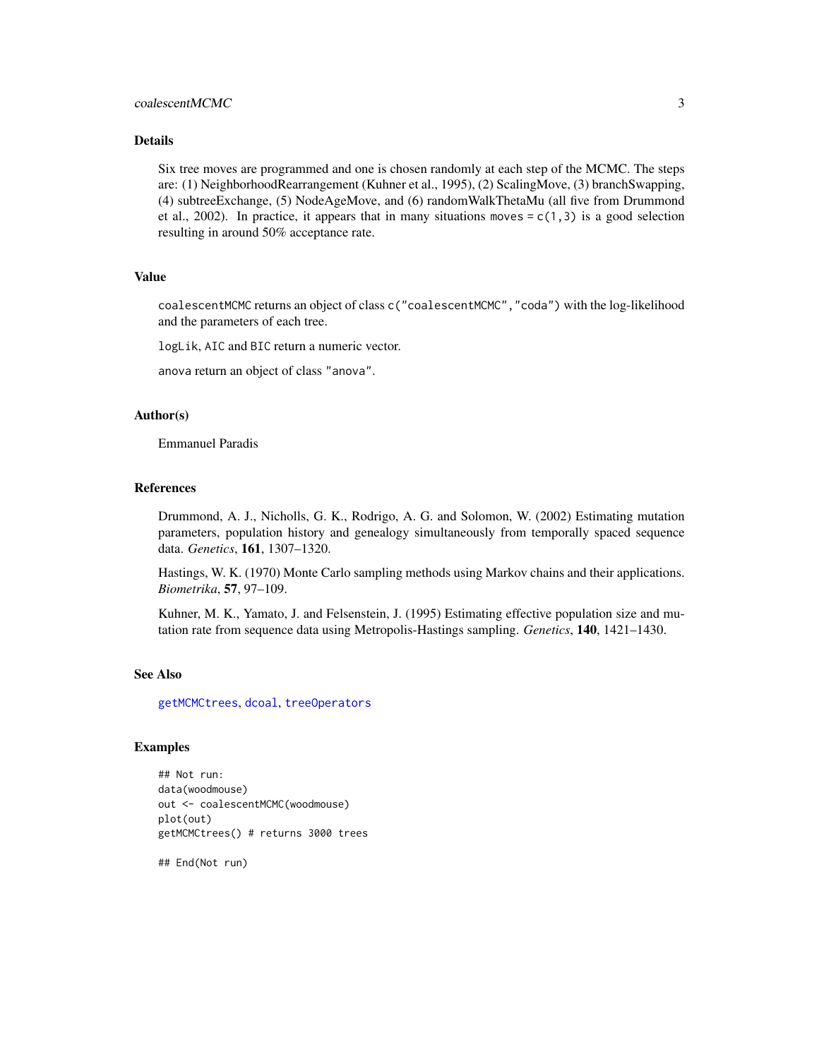## Details

Six tree moves are programmed and one is chosen randomly at each step of the MCMC. The steps are: (1) NeighborhoodRearrangement (Kuhner et al., 1995), (2) ScalingMove, (3) branchSwapping, (4) subtreeExchange, (5) NodeAgeMove, and (6) randomWalkThetaMu (all five from Drummond et al., 2002). In practice, it appears that in many situations `moves = c(1,3)` is a good selection resulting in around 50% acceptance rate.

## Value

`coalescentMCMC` returns an object of class `c("coalescentMCMC","coda")` with the log-likelihood and the parameters of each tree.

`logLik`, `AIC` and `BIC` return a numeric vector.

`anova` return an object of class `"anova"`.

## Author(s)

Emmanuel Paradis

## References

Drummond, A. J., Nicholls, G. K., Rodrigo, A. G. and Solomon, W. (2002) Estimating mutation parameters, population history and genealogy simultaneously from temporally spaced sequence data. *Genetics*, **161**, 1307–1320.

Hastings, W. K. (1970) Monte Carlo sampling methods using Markov chains and their applications. *Biometrika*, **57**, 97–109.

Kuhner, M. K., Yamato, J. and Felsenstein, J. (1995) Estimating effective population size and mutation rate from sequence data using Metropolis-Hastings sampling. *Genetics*, **140**, 1421–1430.

## See Also

`getMCMCtrees`, `dcoal`, `treeOperators`

## Examples

```
## Not run:
data(woodmouse)
out <- coalescentMCMC(woodmouse)
plot(out)
getMCMCtrees() # returns 3000 trees

## End(Not run)
```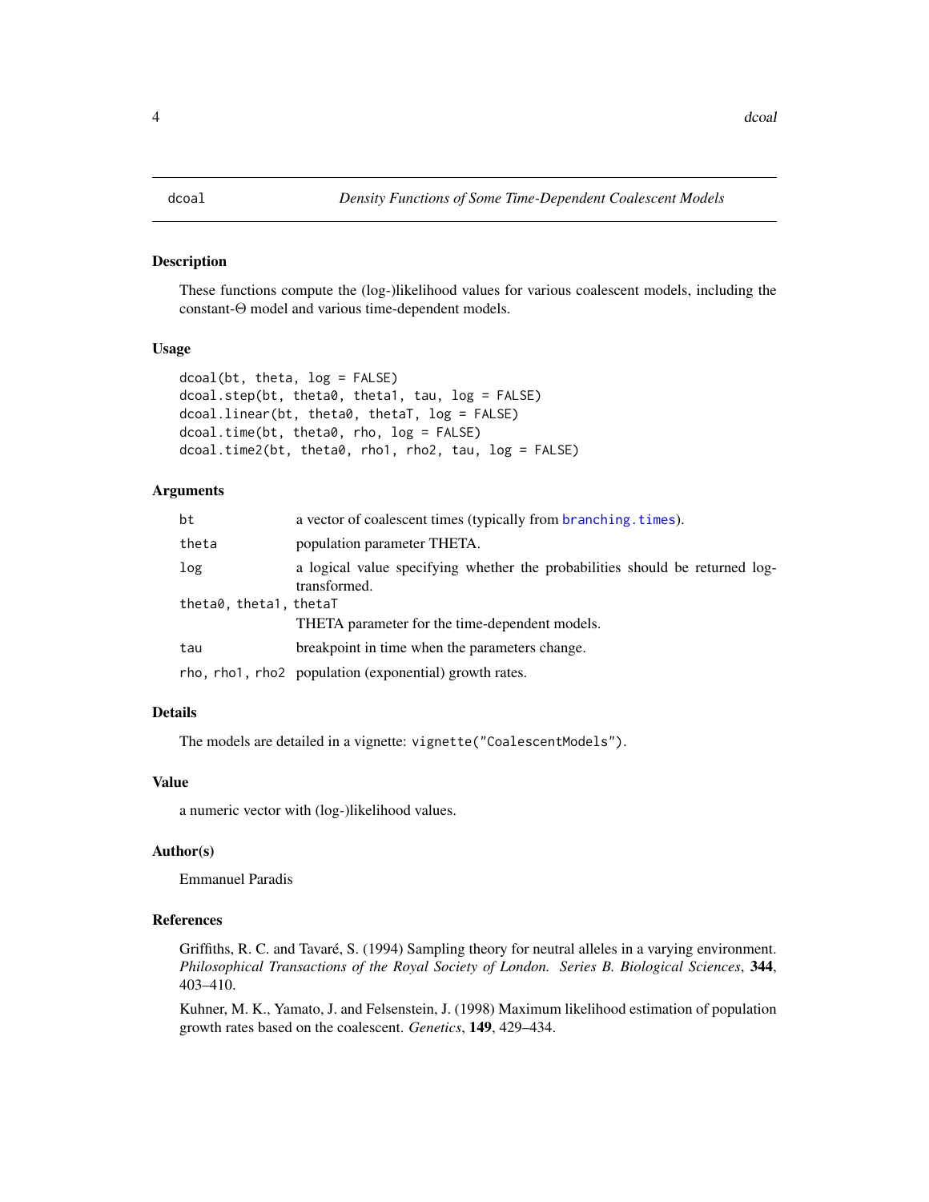# dcoal — *Density Functions of Some Time-Dependent Coalescent Models*

## Description

These functions compute the (log-)likelihood values for various coalescent models, including the constant-$\Theta$ model and various time-dependent models.

## Usage

```
dcoal(bt, theta, log = FALSE)
dcoal.step(bt, theta0, theta1, tau, log = FALSE)
dcoal.linear(bt, theta0, thetaT, log = FALSE)
dcoal.time(bt, theta0, rho, log = FALSE)
dcoal.time2(bt, theta0, rho1, rho2, tau, log = FALSE)
```

## Arguments

| | |
|---|---|
| `bt` | a vector of coalescent times (typically from `branching.times`). |
| `theta` | population parameter THETA. |
| `log` | a logical value specifying whether the probabilities should be returned log-transformed. |
| `theta0, theta1, thetaT` | THETA parameter for the time-dependent models. |
| `tau` | breakpoint in time when the parameters change. |
| `rho, rho1, rho2` | population (exponential) growth rates. |

## Details

The models are detailed in a vignette: `vignette("CoalescentModels")`.

## Value

a numeric vector with (log-)likelihood values.

## Author(s)

Emmanuel Paradis

## References

Griffiths, R. C. and Tavaré, S. (1994) Sampling theory for neutral alleles in a varying environment. *Philosophical Transactions of the Royal Society of London. Series B. Biological Sciences*, **344**, 403–410.

Kuhner, M. K., Yamato, J. and Felsenstein, J. (1998) Maximum likelihood estimation of population growth rates based on the coalescent. *Genetics*, **149**, 429–434.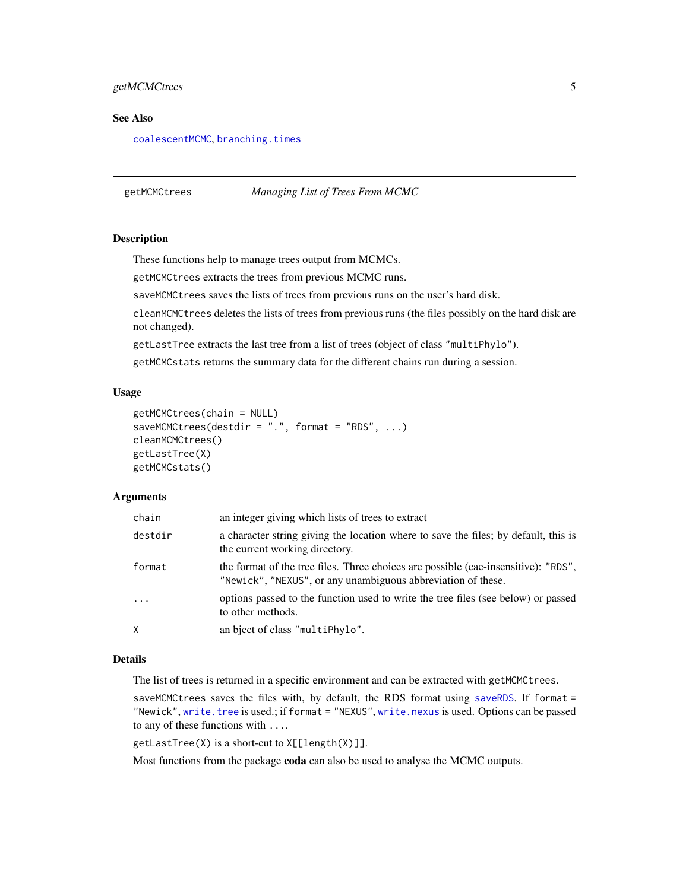## See Also

`coalescentMCMC`, `branching.times`

---

## getMCMCtrees — *Managing List of Trees From MCMC*

### Description

These functions help to manage trees output from MCMCs.

`getMCMCtrees` extracts the trees from previous MCMC runs.

`saveMCMCtrees` saves the lists of trees from previous runs on the user's hard disk.

`cleanMCMCtrees` deletes the lists of trees from previous runs (the files possibly on the hard disk are not changed).

`getLastTree` extracts the last tree from a list of trees (object of class `"multiPhylo"`).

`getMCMCstats` returns the summary data for the different chains run during a session.

### Usage

```
getMCMCtrees(chain = NULL)
saveMCMCtrees(destdir = ".", format = "RDS", ...)
cleanMCMCtrees()
getLastTree(X)
getMCMCstats()
```

### Arguments

| | |
|---|---|
| `chain` | an integer giving which lists of trees to extract |
| `destdir` | a character string giving the location where to save the files; by default, this is the current working directory. |
| `format` | the format of the tree files. Three choices are possible (cae-insensitive): `"RDS"`, `"Newick"`, `"NEXUS"`, or any unambiguous abbreviation of these. |
| `...` | options passed to the function used to write the tree files (see below) or passed to other methods. |
| `X` | an bject of class `"multiPhylo"`. |

### Details

The list of trees is returned in a specific environment and can be extracted with `getMCMCtrees`.

`saveMCMCtrees` saves the files with, by default, the RDS format using `saveRDS`. If `format = "Newick"`, `write.tree` is used.; if `format = "NEXUS"`, `write.nexus` is used. Options can be passed to any of these functions with `...`.

`getLastTree(X)` is a short-cut to `X[[length(X)]]`.

Most functions from the package **coda** can also be used to analyse the MCMC outputs.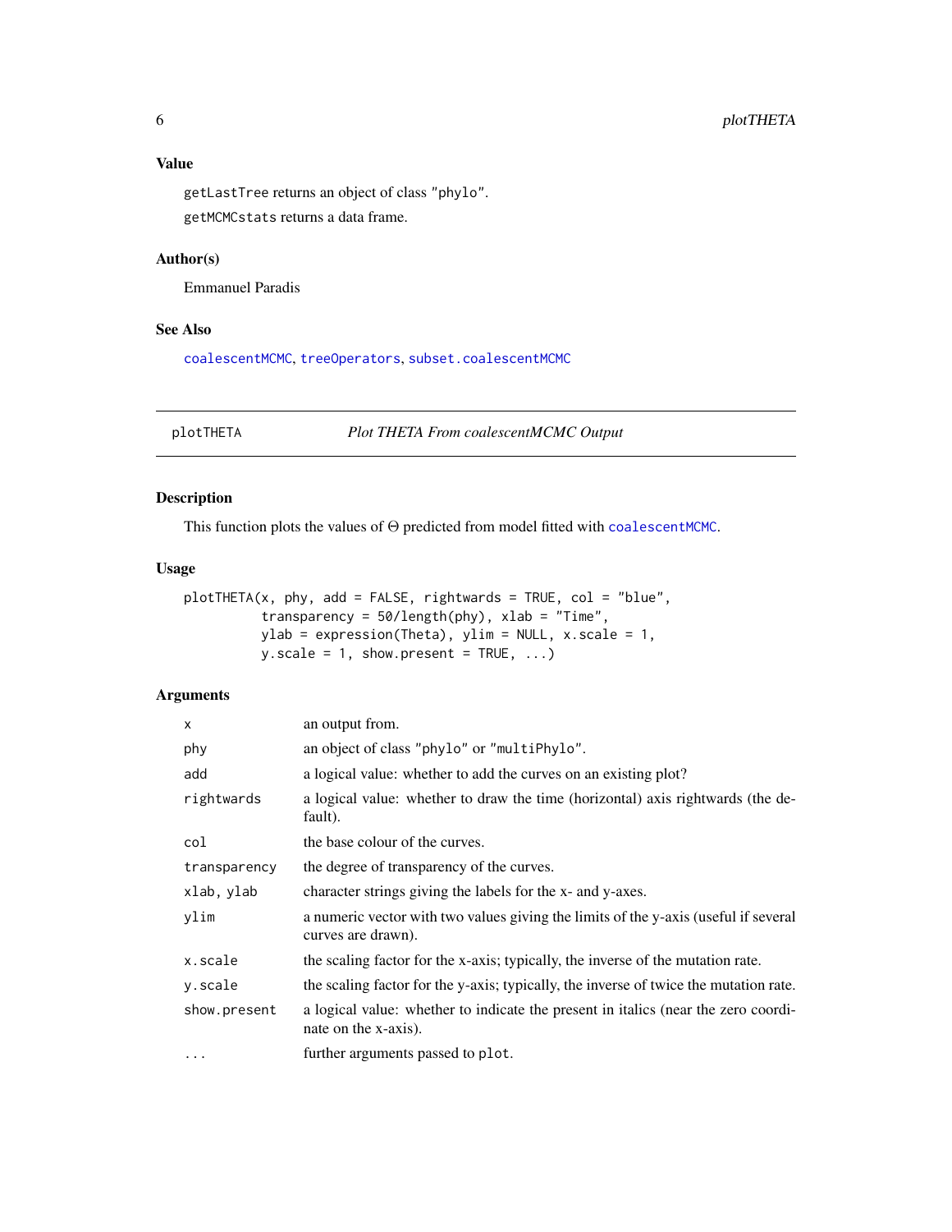## Value

`getLastTree` returns an object of class "phylo".

`getMCMCstats` returns a data frame.

## Author(s)

Emmanuel Paradis

## See Also

`coalescentMCMC`, `treeOperators`, `subset.coalescentMCMC`

---

# plotTHETA *Plot THETA From coalescentMCMC Output*

## Description

This function plots the values of $\Theta$ predicted from model fitted with `coalescentMCMC`.

## Usage

```
plotTHETA(x, phy, add = FALSE, rightwards = TRUE, col = "blue",
          transparency = 50/length(phy), xlab = "Time",
          ylab = expression(Theta), ylim = NULL, x.scale = 1,
          y.scale = 1, show.present = TRUE, ...)
```

## Arguments

| | |
|---|---|
| `x` | an output from. |
| `phy` | an object of class "phylo" or "multiPhylo". |
| `add` | a logical value: whether to add the curves on an existing plot? |
| `rightwards` | a logical value: whether to draw the time (horizontal) axis rightwards (the default). |
| `col` | the base colour of the curves. |
| `transparency` | the degree of transparency of the curves. |
| `xlab, ylab` | character strings giving the labels for the x- and y-axes. |
| `ylim` | a numeric vector with two values giving the limits of the y-axis (useful if several curves are drawn). |
| `x.scale` | the scaling factor for the x-axis; typically, the inverse of the mutation rate. |
| `y.scale` | the scaling factor for the y-axis; typically, the inverse of twice the mutation rate. |
| `show.present` | a logical value: whether to indicate the present in italics (near the zero coordinate on the x-axis). |
| `...` | further arguments passed to `plot`. |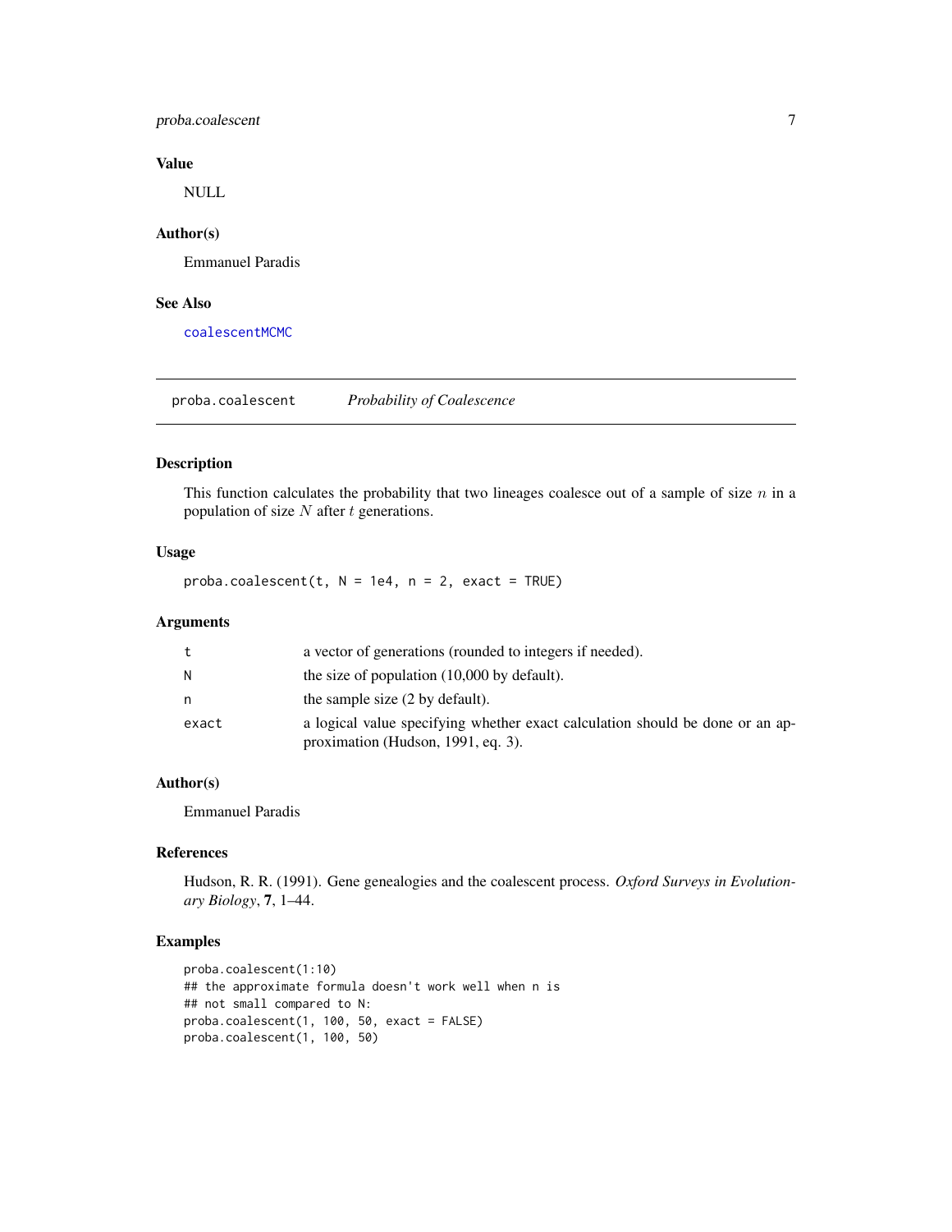### Value

NULL

### Author(s)

Emmanuel Paradis

### See Also

coalescentMCMC

---

## proba.coalescent *Probability of Coalescence*

### Description

This function calculates the probability that two lineages coalesce out of a sample of size $n$ in a population of size $N$ after $t$ generations.

### Usage

```
proba.coalescent(t, N = 1e4, n = 2, exact = TRUE)
```

### Arguments

| | |
|---|---|
| t | a vector of generations (rounded to integers if needed). |
| N | the size of population (10,000 by default). |
| n | the sample size (2 by default). |
| exact | a logical value specifying whether exact calculation should be done or an approximation (Hudson, 1991, eq. 3). |

### Author(s)

Emmanuel Paradis

### References

Hudson, R. R. (1991). Gene genealogies and the coalescent process. *Oxford Surveys in Evolutionary Biology*, **7**, 1–44.

### Examples

```
proba.coalescent(1:10)
## the approximate formula doesn't work well when n is
## not small compared to N:
proba.coalescent(1, 100, 50, exact = FALSE)
proba.coalescent(1, 100, 50)
```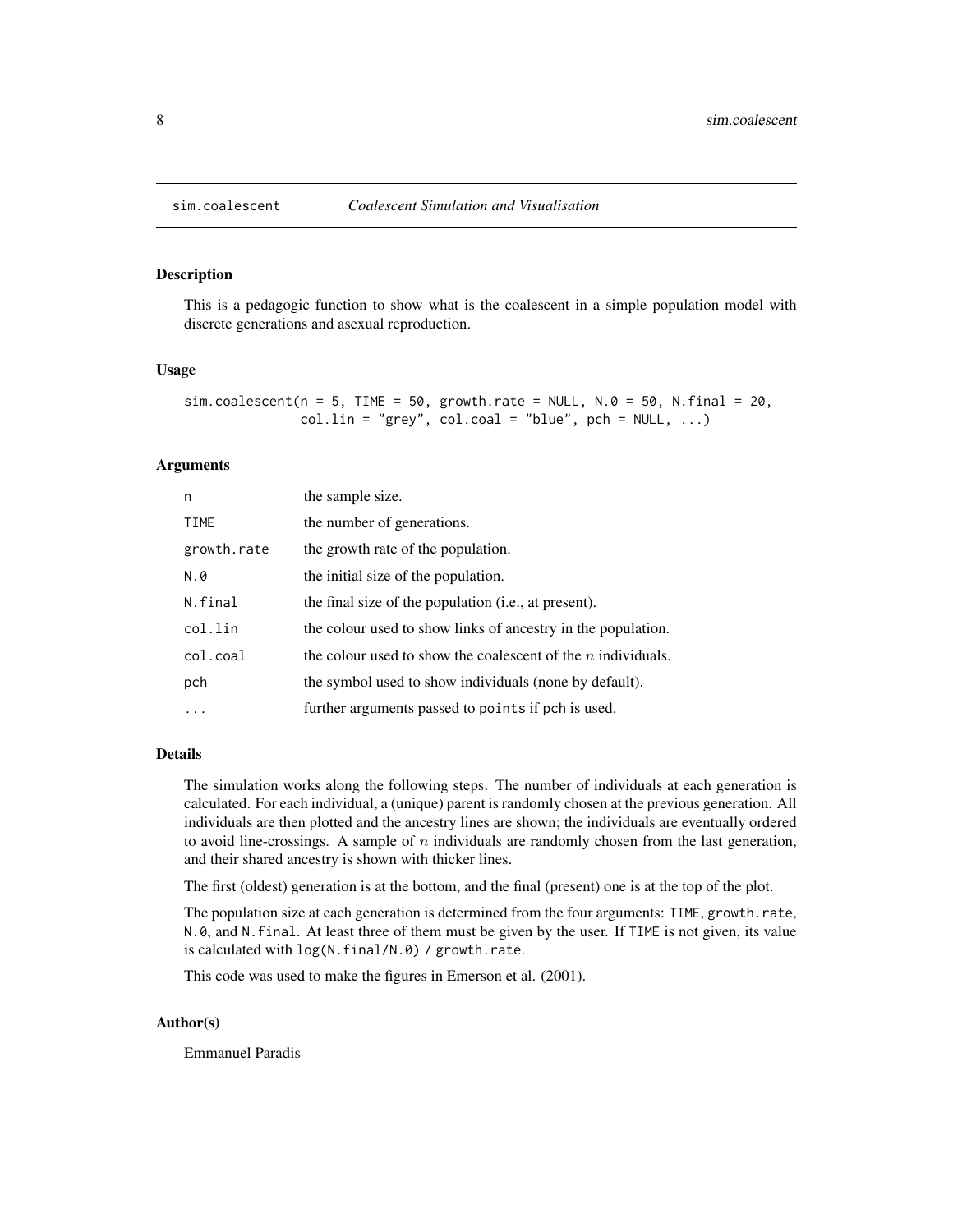## sim.coalescent — *Coalescent Simulation and Visualisation*

### Description

This is a pedagogic function to show what is the coalescent in a simple population model with discrete generations and asexual reproduction.

### Usage

```
sim.coalescent(n = 5, TIME = 50, growth.rate = NULL, N.0 = 50, N.final = 20,
               col.lin = "grey", col.coal = "blue", pch = NULL, ...)
```

### Arguments

| | |
|---|---|
| n | the sample size. |
| TIME | the number of generations. |
| growth.rate | the growth rate of the population. |
| N.0 | the initial size of the population. |
| N.final | the final size of the population (i.e., at present). |
| col.lin | the colour used to show links of ancestry in the population. |
| col.coal | the colour used to show the coalescent of the $n$ individuals. |
| pch | the symbol used to show individuals (none by default). |
| ... | further arguments passed to `points` if `pch` is used. |

### Details

The simulation works along the following steps. The number of individuals at each generation is calculated. For each individual, a (unique) parent is randomly chosen at the previous generation. All individuals are then plotted and the ancestry lines are shown; the individuals are eventually ordered to avoid line-crossings. A sample of $n$ individuals are randomly chosen from the last generation, and their shared ancestry is shown with thicker lines.

The first (oldest) generation is at the bottom, and the final (present) one is at the top of the plot.

The population size at each generation is determined from the four arguments: `TIME`, `growth.rate`, `N.0`, and `N.final`. At least three of them must be given by the user. If `TIME` is not given, its value is calculated with `log(N.final/N.0) / growth.rate`.

This code was used to make the figures in Emerson et al. (2001).

### Author(s)

Emmanuel Paradis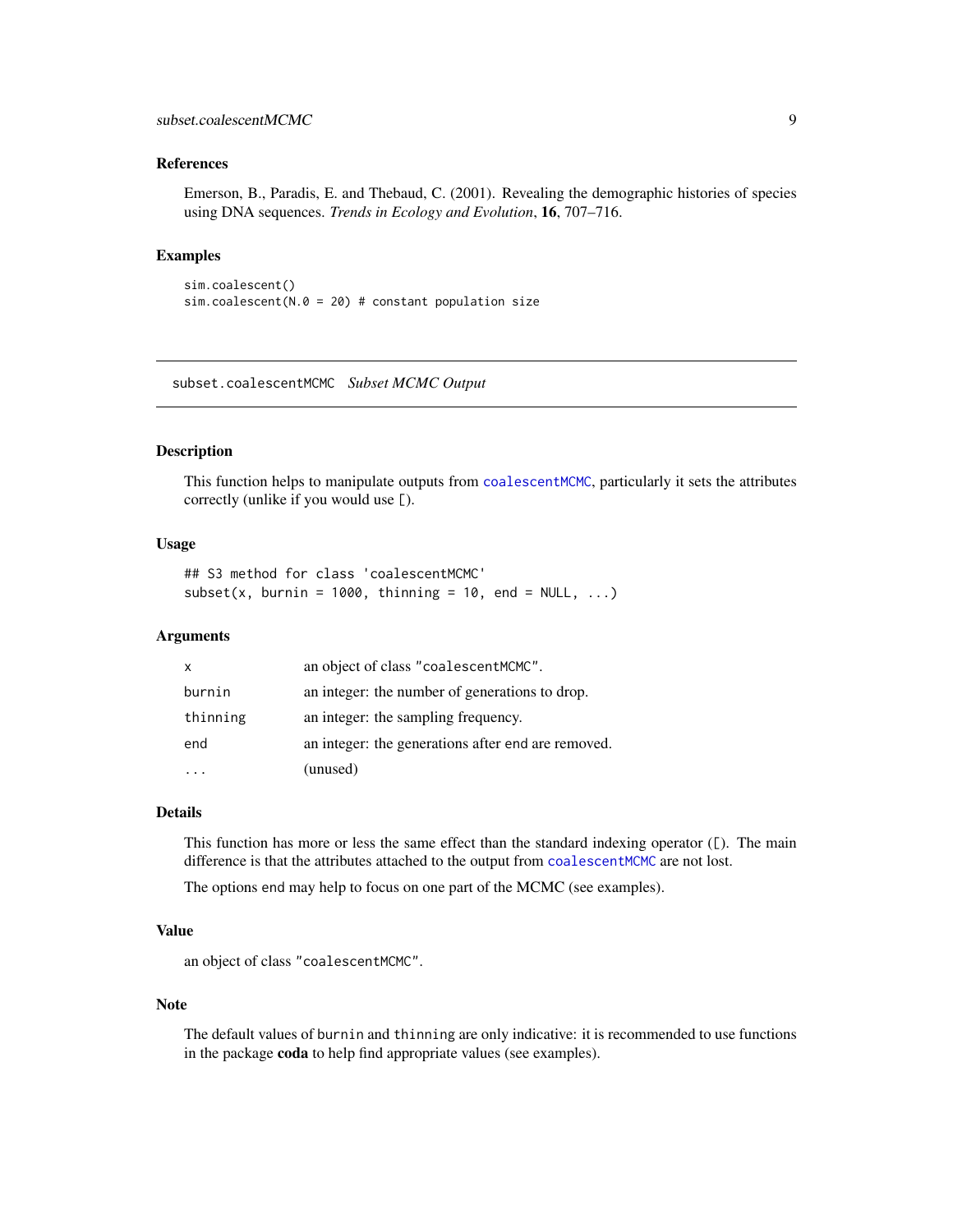### References

Emerson, B., Paradis, E. and Thebaud, C. (2001). Revealing the demographic histories of species using DNA sequences. *Trends in Ecology and Evolution*, **16**, 707–716.

### Examples

```
sim.coalescent()
sim.coalescent(N.0 = 20) # constant population size
```

---

## subset.coalescentMCMC *Subset MCMC Output*

### Description

This function helps to manipulate outputs from coalescentMCMC, particularly it sets the attributes correctly (unlike if you would use [).

### Usage

```
## S3 method for class 'coalescentMCMC'
subset(x, burnin = 1000, thinning = 10, end = NULL, ...)
```

### Arguments

| | |
|---|---|
| x | an object of class "coalescentMCMC". |
| burnin | an integer: the number of generations to drop. |
| thinning | an integer: the sampling frequency. |
| end | an integer: the generations after end are removed. |
| ... | (unused) |

### Details

This function has more or less the same effect than the standard indexing operator ([). The main difference is that the attributes attached to the output from coalescentMCMC are not lost.

The options end may help to focus on one part of the MCMC (see examples).

### Value

an object of class "coalescentMCMC".

### Note

The default values of burnin and thinning are only indicative: it is recommended to use functions in the package **coda** to help find appropriate values (see examples).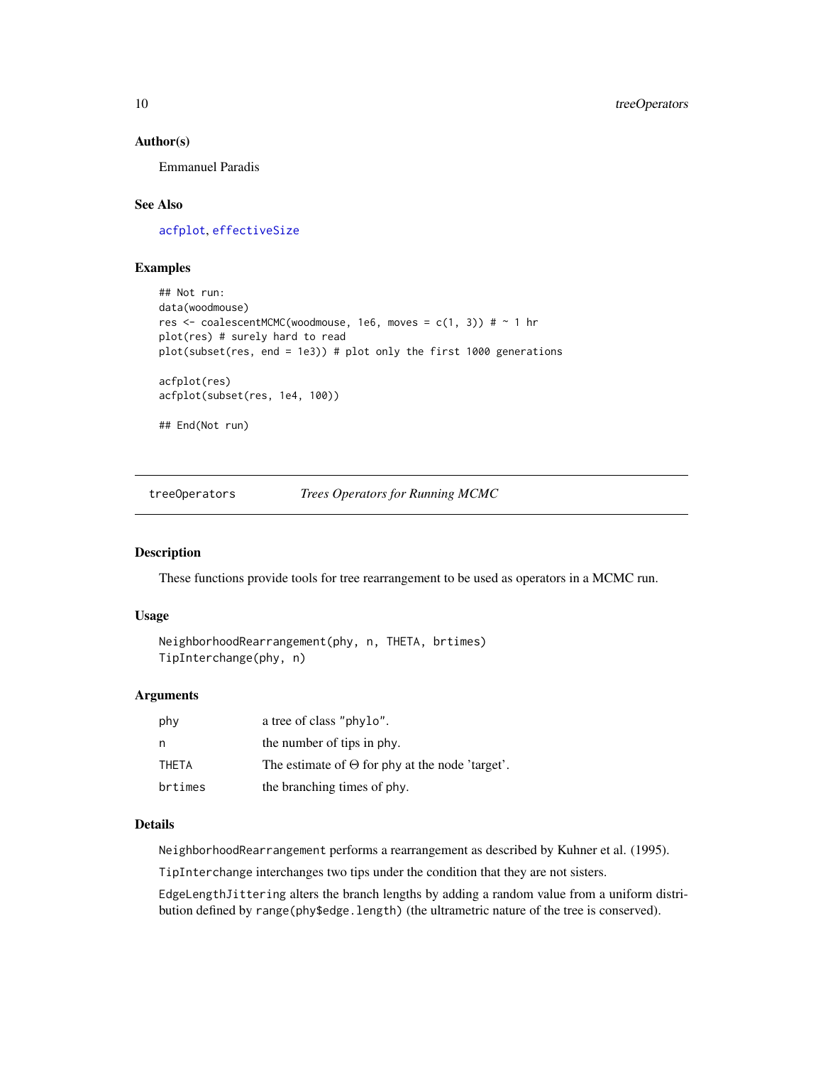### Author(s)

Emmanuel Paradis

### See Also

acfplot, effectiveSize

### Examples

```
## Not run:
data(woodmouse)
res <- coalescentMCMC(woodmouse, 1e6, moves = c(1, 3)) # ~ 1 hr
plot(res) # surely hard to read
plot(subset(res, end = 1e3)) # plot only the first 1000 generations

acfplot(res)
acfplot(subset(res, 1e4, 100))

## End(Not run)
```

---

## treeOperators *Trees Operators for Running MCMC*

---

### Description

These functions provide tools for tree rearrangement to be used as operators in a MCMC run.

### Usage

```
NeighborhoodRearrangement(phy, n, THETA, brtimes)
TipInterchange(phy, n)
```

### Arguments

| | |
|---|---|
| phy | a tree of class "phylo". |
| n | the number of tips in phy. |
| THETA | The estimate of $\Theta$ for phy at the node 'target'. |
| brtimes | the branching times of phy. |

### Details

`NeighborhoodRearrangement` performs a rearrangement as described by Kuhner et al. (1995).

`TipInterchange` interchanges two tips under the condition that they are not sisters.

`EdgeLengthJittering` alters the branch lengths by adding a random value from a uniform distribution defined by `range(phy$edge.length)` (the ultrametric nature of the tree is conserved).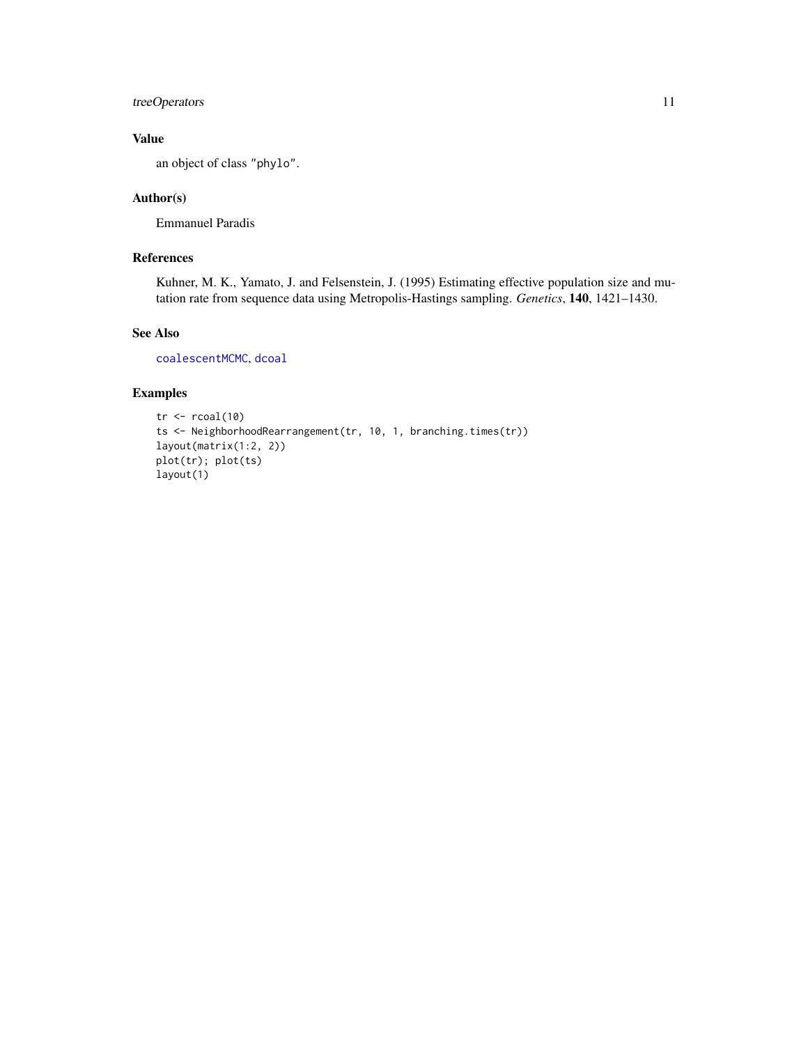## Value

an object of class "phylo".

## Author(s)

Emmanuel Paradis

## References

Kuhner, M. K., Yamato, J. and Felsenstein, J. (1995) Estimating effective population size and mutation rate from sequence data using Metropolis-Hastings sampling. *Genetics*, **140**, 1421–1430.

## See Also

coalescentMCMC, dcoal

## Examples

```
tr <- rcoal(10)
ts <- NeighborhoodRearrangement(tr, 10, 1, branching.times(tr))
layout(matrix(1:2, 2))
plot(tr); plot(ts)
layout(1)
```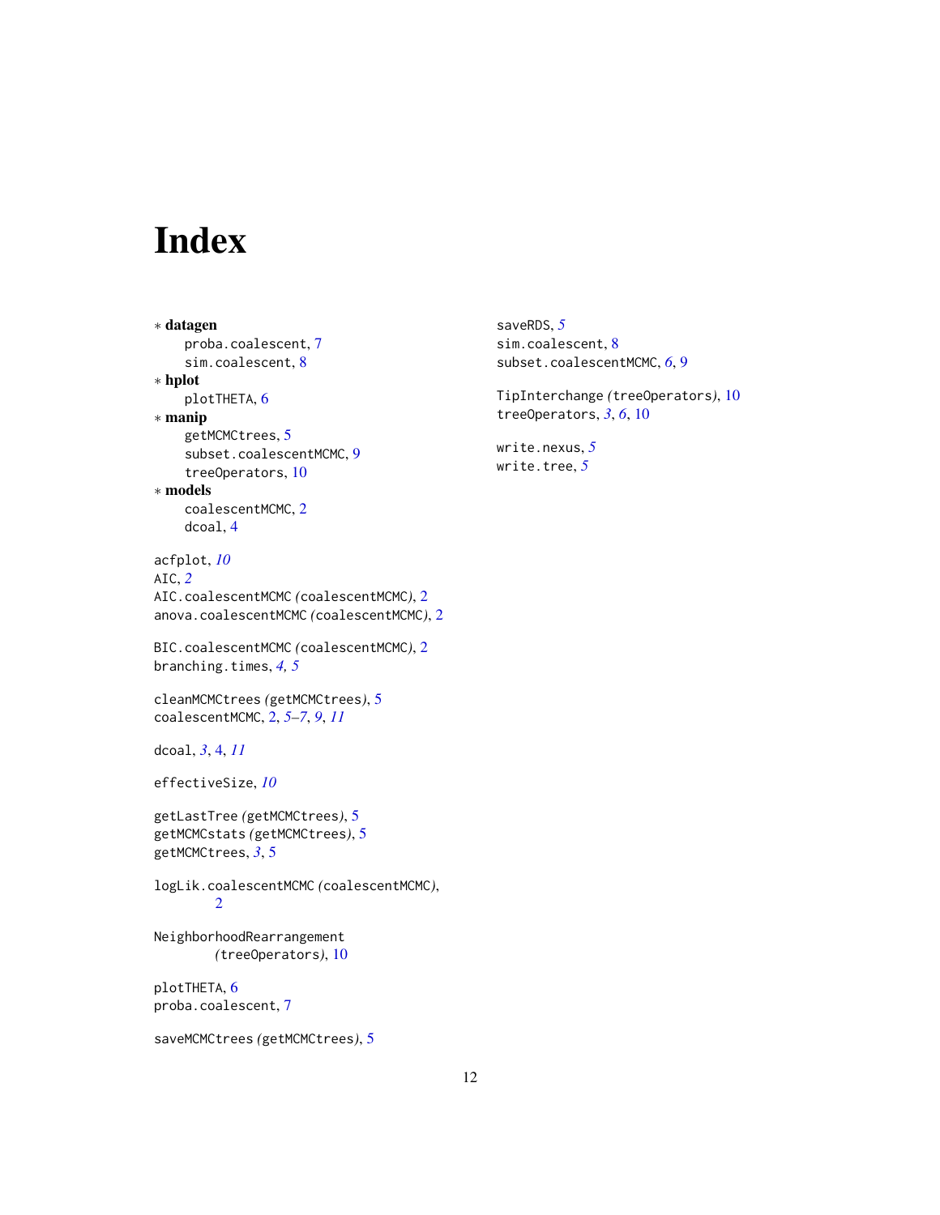# Index

* **datagen**
    - proba.coalescent, 7
    - sim.coalescent, 8
* **hplot**
    - plotTHETA, 6
* **manip**
    - getMCMCtrees, 5
    - subset.coalescentMCMC, 9
    - treeOperators, 10
* **models**
    - coalescentMCMC, 2
    - dcoal, 4

acfplot, *10*
AIC, *2*
AIC.coalescentMCMC *(*coalescentMCMC*)*, 2
anova.coalescentMCMC *(*coalescentMCMC*)*, 2

BIC.coalescentMCMC *(*coalescentMCMC*)*, 2
branching.times, *4, 5*

cleanMCMCtrees *(*getMCMCtrees*)*, 5
coalescentMCMC, 2, *5–7*, *9*, *11*

dcoal, *3*, 4, *11*

effectiveSize, *10*

getLastTree *(*getMCMCtrees*)*, 5
getMCMCstats *(*getMCMCtrees*)*, 5
getMCMCtrees, *3*, 5

logLik.coalescentMCMC *(*coalescentMCMC*)*, 2

NeighborhoodRearrangement *(*treeOperators*)*, 10

plotTHETA, 6
proba.coalescent, 7

saveMCMCtrees *(*getMCMCtrees*)*, 5
saveRDS, *5*
sim.coalescent, 8
subset.coalescentMCMC, *6*, 9

TipInterchange *(*treeOperators*)*, 10
treeOperators, *3*, *6*, 10

write.nexus, *5*
write.tree, *5*